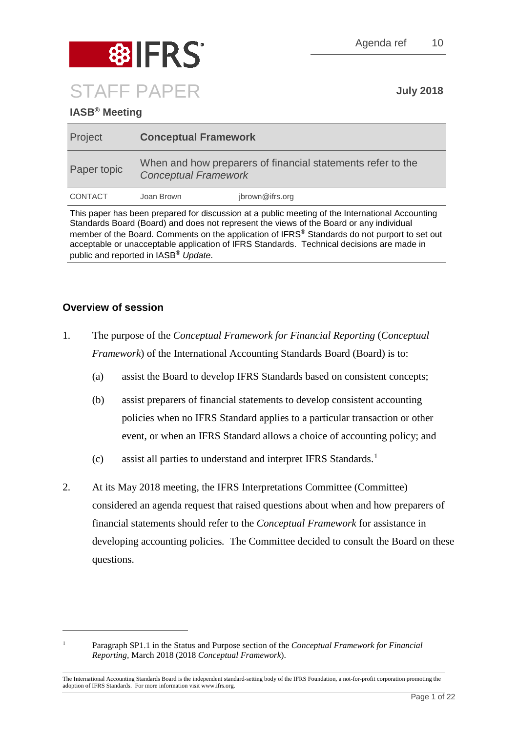IFRS®

Agenda ref 10

# STAFF PAPER

**July 2018**

**IASB® Meeting**

| | |
|---|---|
| Project | **Conceptual Framework** |
| Paper topic | When and how preparers of financial statements refer to the *Conceptual Framework* |
| CONTACT | Joan Brown jbrown@ifrs.org |

This paper has been prepared for discussion at a public meeting of the International Accounting Standards Board (Board) and does not represent the views of the Board or any individual member of the Board. Comments on the application of IFRS® Standards do not purport to set out acceptable or unacceptable application of IFRS Standards. Technical decisions are made in public and reported in IASB® *Update*.

## Overview of session

1. The purpose of the *Conceptual Framework for Financial Reporting* (*Conceptual Framework*) of the International Accounting Standards Board (Board) is to:
   (a) assist the Board to develop IFRS Standards based on consistent concepts;
   (b) assist preparers of financial statements to develop consistent accounting policies when no IFRS Standard applies to a particular transaction or other event, or when an IFRS Standard allows a choice of accounting policy; and
   (c) assist all parties to understand and interpret IFRS Standards.[1]

2. At its May 2018 meeting, the IFRS Interpretations Committee (Committee) considered an agenda request that raised questions about when and how preparers of financial statements should refer to the *Conceptual Framework* for assistance in developing accounting policies. The Committee decided to consult the Board on these questions.

[1] Paragraph SP1.1 in the Status and Purpose section of the *Conceptual Framework for Financial Reporting*, March 2018 (2018 *Conceptual Framework*).

The International Accounting Standards Board is the independent standard-setting body of the IFRS Foundation, a not-for-profit corporation promoting the adoption of IFRS Standards. For more information visit www.ifrs.org.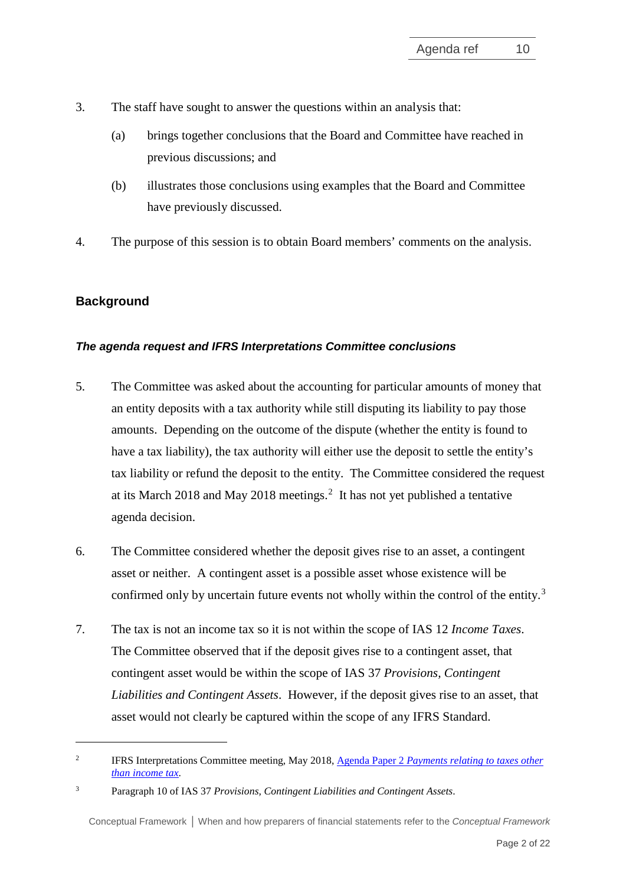3. The staff have sought to answer the questions within an analysis that:

   (a) brings together conclusions that the Board and Committee have reached in previous discussions; and

   (b) illustrates those conclusions using examples that the Board and Committee have previously discussed.

4. The purpose of this session is to obtain Board members' comments on the analysis.

## Background

### *The agenda request and IFRS Interpretations Committee conclusions*

5. The Committee was asked about the accounting for particular amounts of money that an entity deposits with a tax authority while still disputing its liability to pay those amounts. Depending on the outcome of the dispute (whether the entity is found to have a tax liability), the tax authority will either use the deposit to settle the entity's tax liability or refund the deposit to the entity. The Committee considered the request at its March 2018 and May 2018 meetings.[2] It has not yet published a tentative agenda decision.

6. The Committee considered whether the deposit gives rise to an asset, a contingent asset or neither. A contingent asset is a possible asset whose existence will be confirmed only by uncertain future events not wholly within the control of the entity.[3]

7. The tax is not an income tax so it is not within the scope of IAS 12 *Income Taxes*. The Committee observed that if the deposit gives rise to a contingent asset, that contingent asset would be within the scope of IAS 37 *Provisions, Contingent Liabilities and Contingent Assets*. However, if the deposit gives rise to an asset, that asset would not clearly be captured within the scope of any IFRS Standard.

---

[2] IFRS Interpretations Committee meeting, May 2018, Agenda Paper 2 *Payments relating to taxes other than income tax*.

[3] Paragraph 10 of IAS 37 *Provisions, Contingent Liabilities and Contingent Assets*.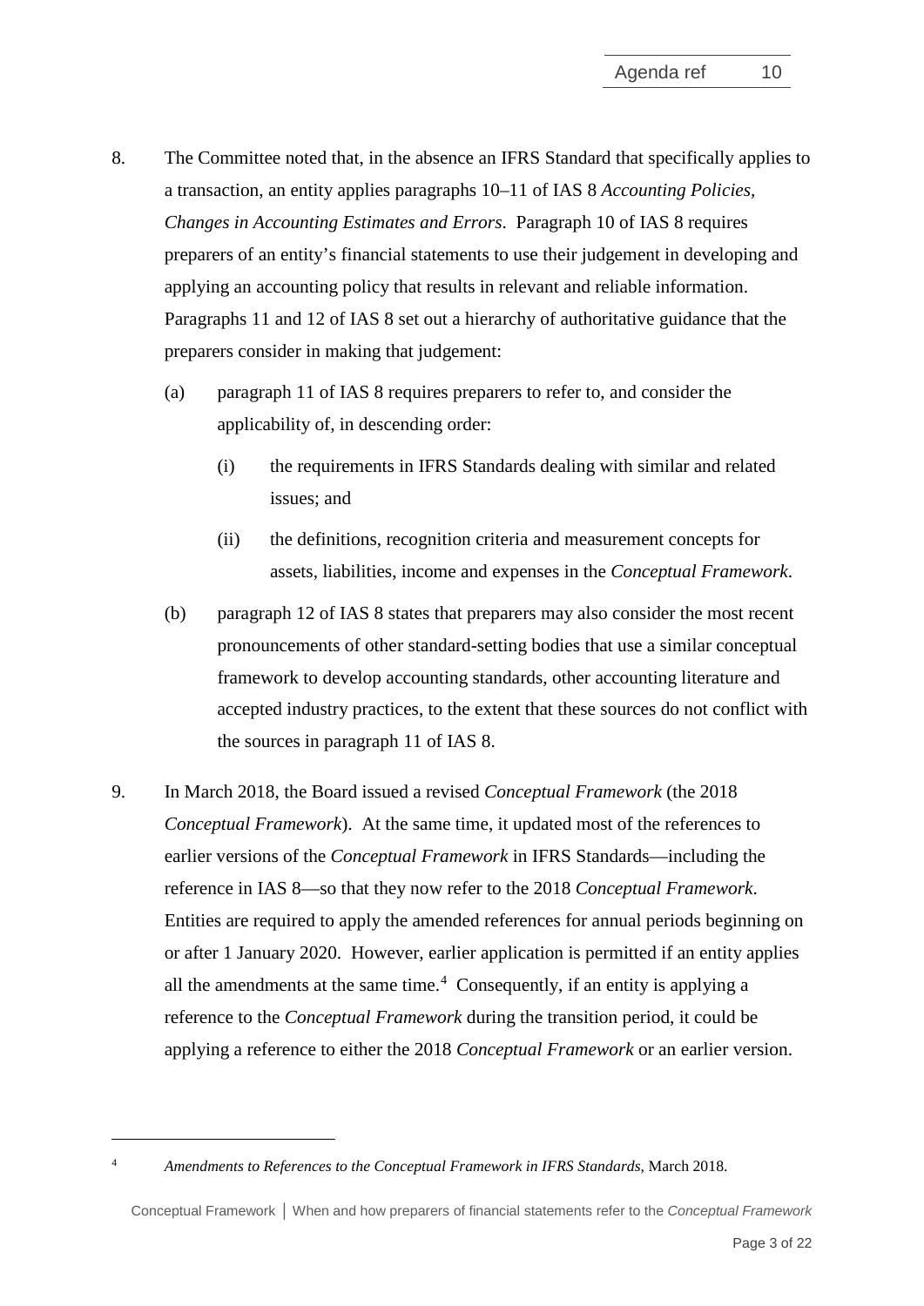8. The Committee noted that, in the absence an IFRS Standard that specifically applies to a transaction, an entity applies paragraphs 10–11 of IAS 8 *Accounting Policies, Changes in Accounting Estimates and Errors*. Paragraph 10 of IAS 8 requires preparers of an entity's financial statements to use their judgement in developing and applying an accounting policy that results in relevant and reliable information. Paragraphs 11 and 12 of IAS 8 set out a hierarchy of authoritative guidance that the preparers consider in making that judgement:

   (a) paragraph 11 of IAS 8 requires preparers to refer to, and consider the applicability of, in descending order:

      (i) the requirements in IFRS Standards dealing with similar and related issues; and

      (ii) the definitions, recognition criteria and measurement concepts for assets, liabilities, income and expenses in the *Conceptual Framework*.

   (b) paragraph 12 of IAS 8 states that preparers may also consider the most recent pronouncements of other standard-setting bodies that use a similar conceptual framework to develop accounting standards, other accounting literature and accepted industry practices, to the extent that these sources do not conflict with the sources in paragraph 11 of IAS 8.

9. In March 2018, the Board issued a revised *Conceptual Framework* (the 2018 *Conceptual Framework*). At the same time, it updated most of the references to earlier versions of the *Conceptual Framework* in IFRS Standards—including the reference in IAS 8—so that they now refer to the 2018 *Conceptual Framework*. Entities are required to apply the amended references for annual periods beginning on or after 1 January 2020. However, earlier application is permitted if an entity applies all the amendments at the same time.[4] Consequently, if an entity is applying a reference to the *Conceptual Framework* during the transition period, it could be applying a reference to either the 2018 *Conceptual Framework* or an earlier version.

[4] *Amendments to References to the Conceptual Framework in IFRS Standards*, March 2018.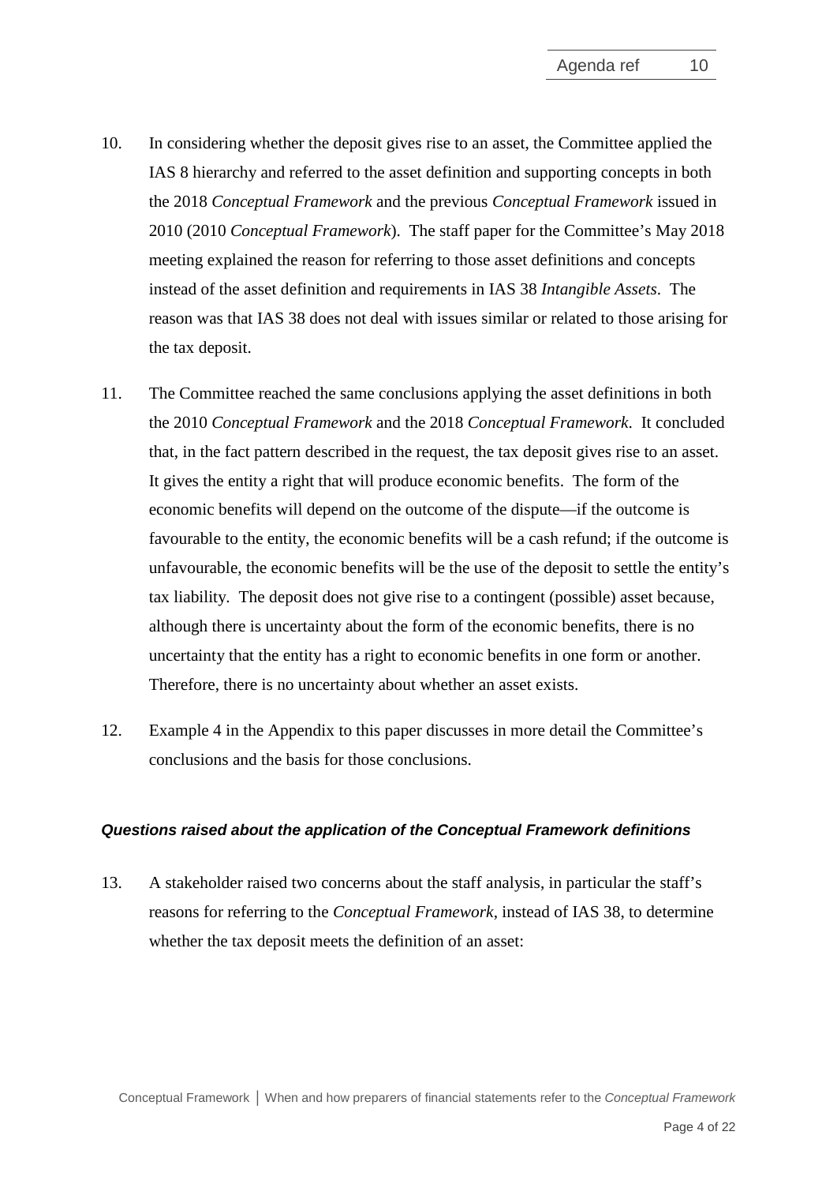10. In considering whether the deposit gives rise to an asset, the Committee applied the IAS 8 hierarchy and referred to the asset definition and supporting concepts in both the 2018 *Conceptual Framework* and the previous *Conceptual Framework* issued in 2010 (2010 *Conceptual Framework*). The staff paper for the Committee's May 2018 meeting explained the reason for referring to those asset definitions and concepts instead of the asset definition and requirements in IAS 38 *Intangible Assets*. The reason was that IAS 38 does not deal with issues similar or related to those arising for the tax deposit.

11. The Committee reached the same conclusions applying the asset definitions in both the 2010 *Conceptual Framework* and the 2018 *Conceptual Framework*. It concluded that, in the fact pattern described in the request, the tax deposit gives rise to an asset. It gives the entity a right that will produce economic benefits. The form of the economic benefits will depend on the outcome of the dispute—if the outcome is favourable to the entity, the economic benefits will be a cash refund; if the outcome is unfavourable, the economic benefits will be the use of the deposit to settle the entity's tax liability. The deposit does not give rise to a contingent (possible) asset because, although there is uncertainty about the form of the economic benefits, there is no uncertainty that the entity has a right to economic benefits in one form or another. Therefore, there is no uncertainty about whether an asset exists.

12. Example 4 in the Appendix to this paper discusses in more detail the Committee's conclusions and the basis for those conclusions.

### *Questions raised about the application of the Conceptual Framework definitions*

13. A stakeholder raised two concerns about the staff analysis, in particular the staff's reasons for referring to the *Conceptual Framework*, instead of IAS 38, to determine whether the tax deposit meets the definition of an asset: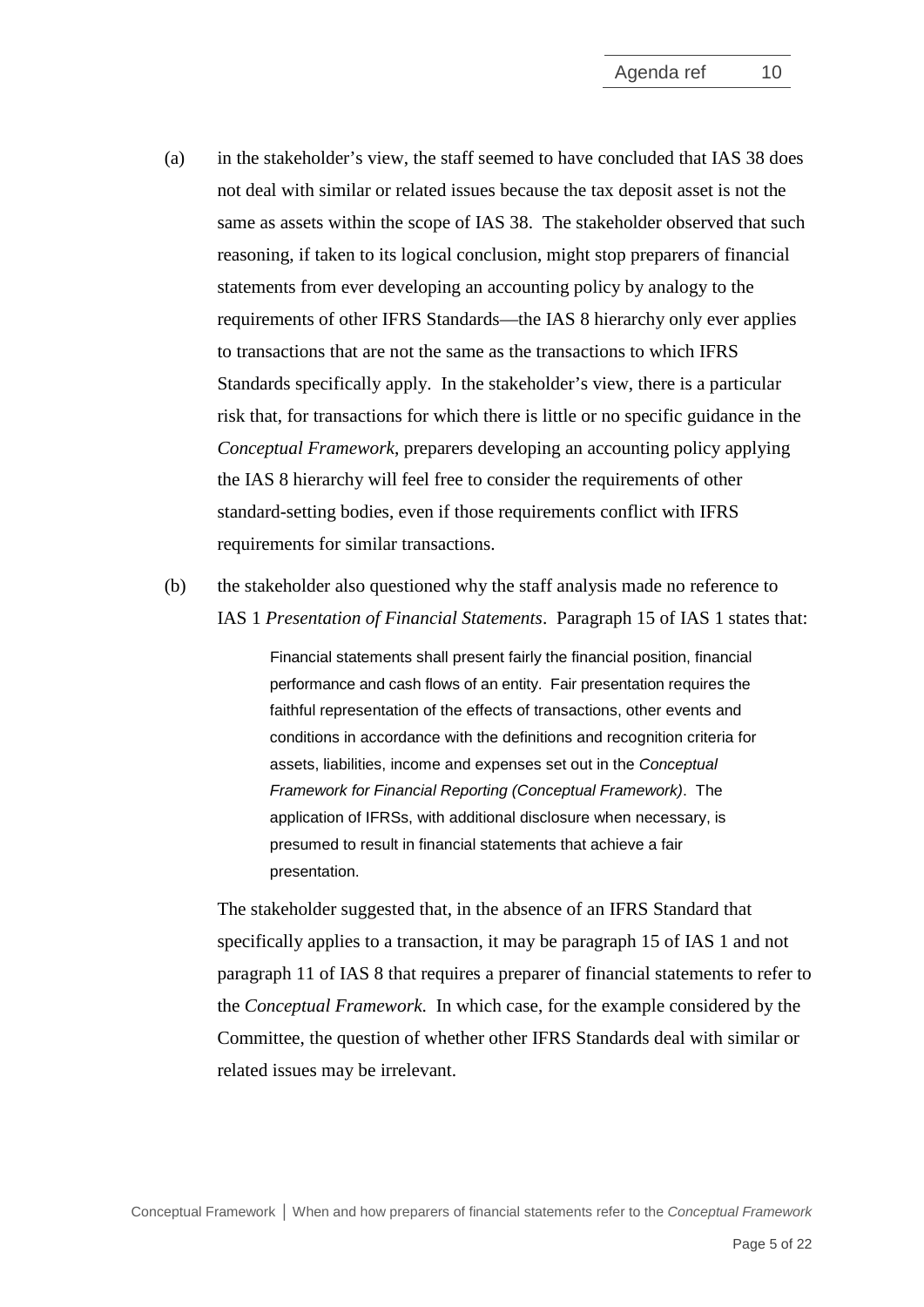(a) in the stakeholder's view, the staff seemed to have concluded that IAS 38 does not deal with similar or related issues because the tax deposit asset is not the same as assets within the scope of IAS 38. The stakeholder observed that such reasoning, if taken to its logical conclusion, might stop preparers of financial statements from ever developing an accounting policy by analogy to the requirements of other IFRS Standards—the IAS 8 hierarchy only ever applies to transactions that are not the same as the transactions to which IFRS Standards specifically apply. In the stakeholder's view, there is a particular risk that, for transactions for which there is little or no specific guidance in the *Conceptual Framework*, preparers developing an accounting policy applying the IAS 8 hierarchy will feel free to consider the requirements of other standard-setting bodies, even if those requirements conflict with IFRS requirements for similar transactions.

(b) the stakeholder also questioned why the staff analysis made no reference to IAS 1 *Presentation of Financial Statements*. Paragraph 15 of IAS 1 states that:

> Financial statements shall present fairly the financial position, financial performance and cash flows of an entity. Fair presentation requires the faithful representation of the effects of transactions, other events and conditions in accordance with the definitions and recognition criteria for assets, liabilities, income and expenses set out in the *Conceptual Framework for Financial Reporting (Conceptual Framework)*. The application of IFRSs, with additional disclosure when necessary, is presumed to result in financial statements that achieve a fair presentation.

The stakeholder suggested that, in the absence of an IFRS Standard that specifically applies to a transaction, it may be paragraph 15 of IAS 1 and not paragraph 11 of IAS 8 that requires a preparer of financial statements to refer to the *Conceptual Framework*. In which case, for the example considered by the Committee, the question of whether other IFRS Standards deal with similar or related issues may be irrelevant.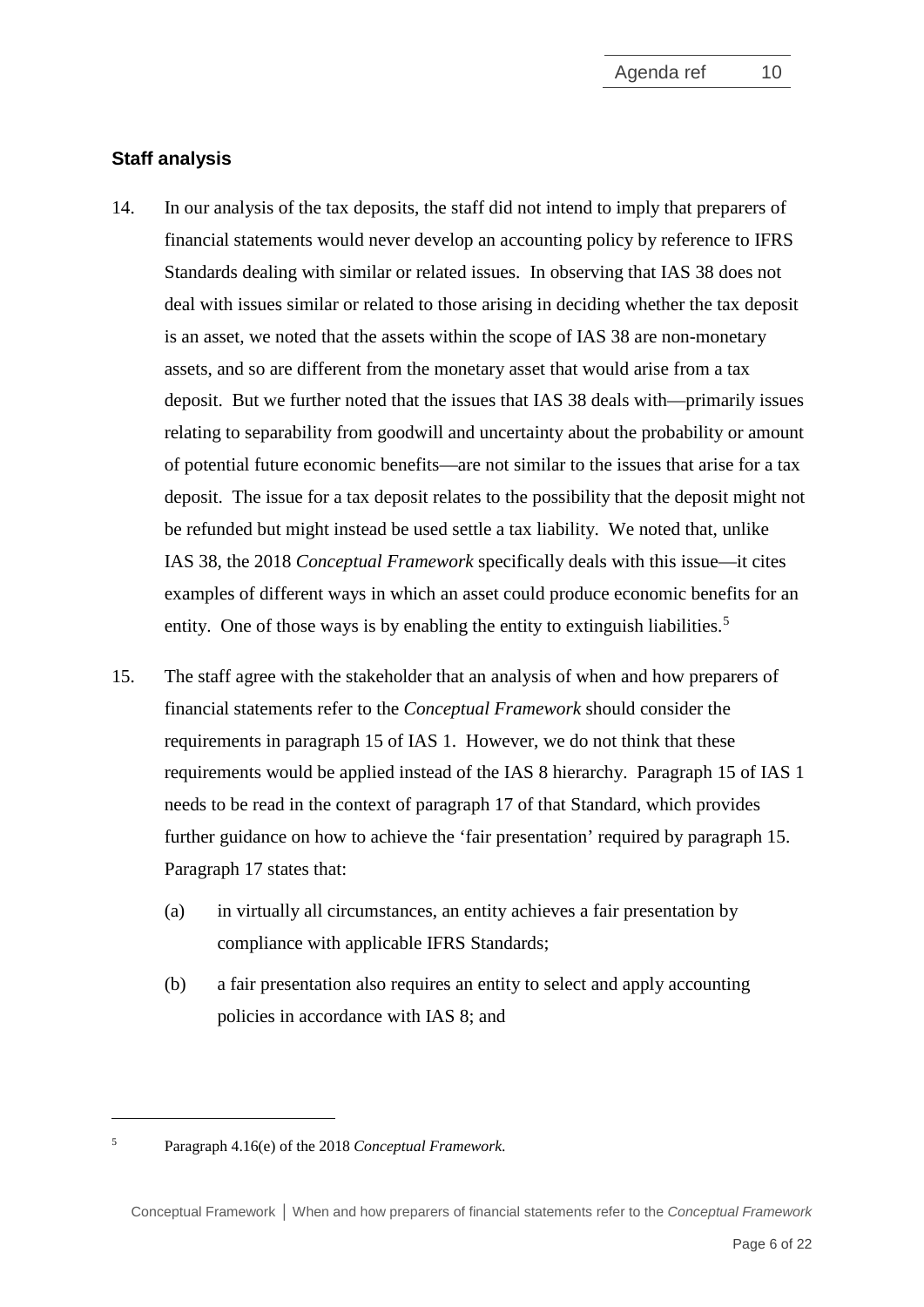## Staff analysis

14. In our analysis of the tax deposits, the staff did not intend to imply that preparers of financial statements would never develop an accounting policy by reference to IFRS Standards dealing with similar or related issues. In observing that IAS 38 does not deal with issues similar or related to those arising in deciding whether the tax deposit is an asset, we noted that the assets within the scope of IAS 38 are non-monetary assets, and so are different from the monetary asset that would arise from a tax deposit. But we further noted that the issues that IAS 38 deals with—primarily issues relating to separability from goodwill and uncertainty about the probability or amount of potential future economic benefits—are not similar to the issues that arise for a tax deposit. The issue for a tax deposit relates to the possibility that the deposit might not be refunded but might instead be used settle a tax liability. We noted that, unlike IAS 38, the 2018 *Conceptual Framework* specifically deals with this issue—it cites examples of different ways in which an asset could produce economic benefits for an entity. One of those ways is by enabling the entity to extinguish liabilities.[5]

15. The staff agree with the stakeholder that an analysis of when and how preparers of financial statements refer to the *Conceptual Framework* should consider the requirements in paragraph 15 of IAS 1. However, we do not think that these requirements would be applied instead of the IAS 8 hierarchy. Paragraph 15 of IAS 1 needs to be read in the context of paragraph 17 of that Standard, which provides further guidance on how to achieve the 'fair presentation' required by paragraph 15. Paragraph 17 states that:

    (a) in virtually all circumstances, an entity achieves a fair presentation by compliance with applicable IFRS Standards;

    (b) a fair presentation also requires an entity to select and apply accounting policies in accordance with IAS 8; and

---

[5] Paragraph 4.16(e) of the 2018 *Conceptual Framework*.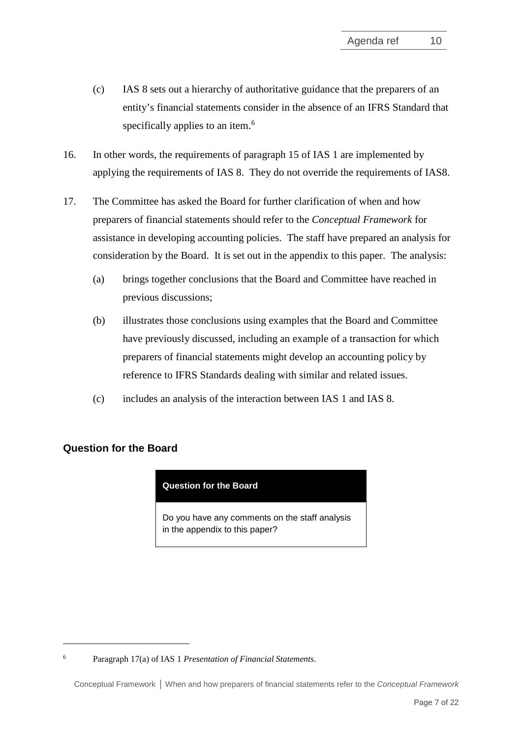(c) IAS 8 sets out a hierarchy of authoritative guidance that the preparers of an entity's financial statements consider in the absence of an IFRS Standard that specifically applies to an item.[6]

16. In other words, the requirements of paragraph 15 of IAS 1 are implemented by applying the requirements of IAS 8. They do not override the requirements of IAS8.

17. The Committee has asked the Board for further clarification of when and how preparers of financial statements should refer to the *Conceptual Framework* for assistance in developing accounting policies. The staff have prepared an analysis for consideration by the Board. It is set out in the appendix to this paper. The analysis:

(a) brings together conclusions that the Board and Committee have reached in previous discussions;

(b) illustrates those conclusions using examples that the Board and Committee have previously discussed, including an example of a transaction for which preparers of financial statements might develop an accounting policy by reference to IFRS Standards dealing with similar and related issues.

(c) includes an analysis of the interaction between IAS 1 and IAS 8.

## Question for the Board

| Question for the Board |
| --- |
| Do you have any comments on the staff analysis in the appendix to this paper? |

---

[6] Paragraph 17(a) of IAS 1 *Presentation of Financial Statements*.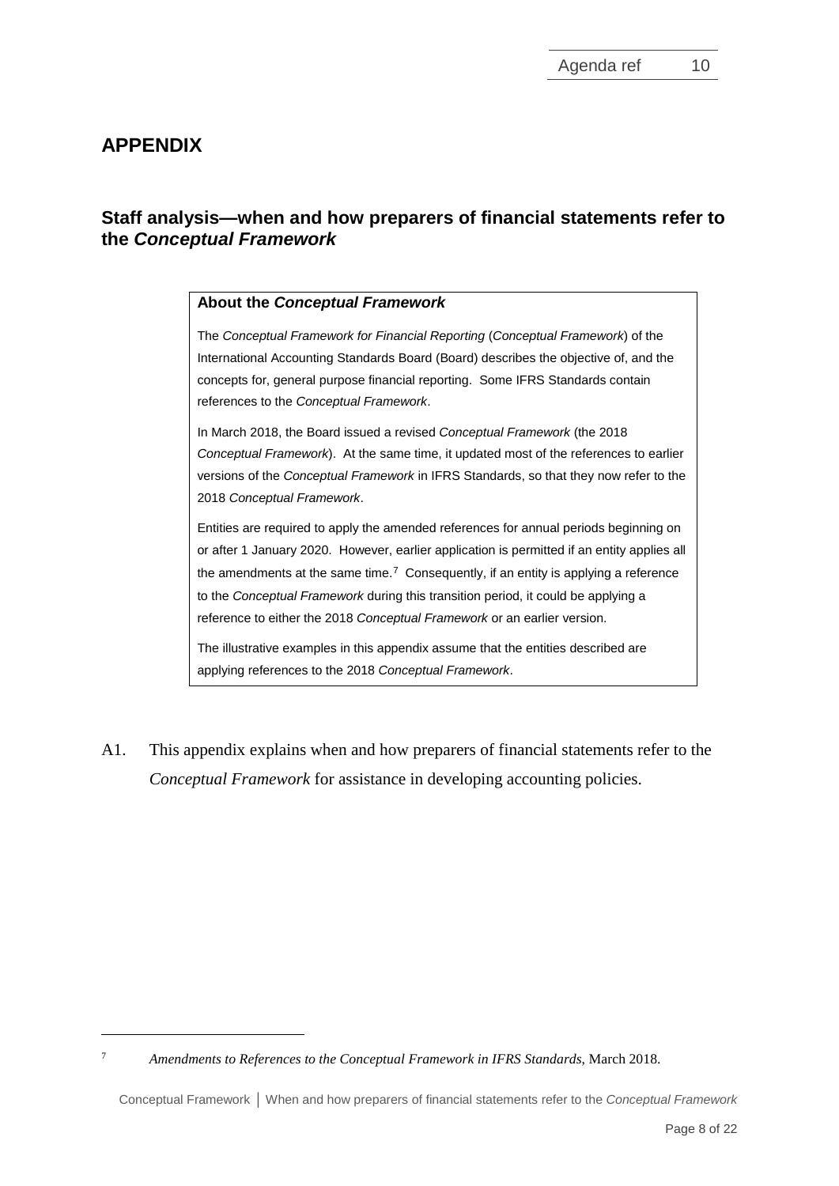## APPENDIX

### Staff analysis—when and how preparers of financial statements refer to the *Conceptual Framework*

> **About the *Conceptual Framework***
>
> The *Conceptual Framework for Financial Reporting* (*Conceptual Framework*) of the International Accounting Standards Board (Board) describes the objective of, and the concepts for, general purpose financial reporting. Some IFRS Standards contain references to the *Conceptual Framework*.
>
> In March 2018, the Board issued a revised *Conceptual Framework* (the 2018 *Conceptual Framework*). At the same time, it updated most of the references to earlier versions of the *Conceptual Framework* in IFRS Standards, so that they now refer to the 2018 *Conceptual Framework*.
>
> Entities are required to apply the amended references for annual periods beginning on or after 1 January 2020. However, earlier application is permitted if an entity applies all the amendments at the same time.[7] Consequently, if an entity is applying a reference to the *Conceptual Framework* during this transition period, it could be applying a reference to either the 2018 *Conceptual Framework* or an earlier version.
>
> The illustrative examples in this appendix assume that the entities described are applying references to the 2018 *Conceptual Framework*.

A1. This appendix explains when and how preparers of financial statements refer to the *Conceptual Framework* for assistance in developing accounting policies.

---

[7] *Amendments to References to the Conceptual Framework in IFRS Standards*, March 2018.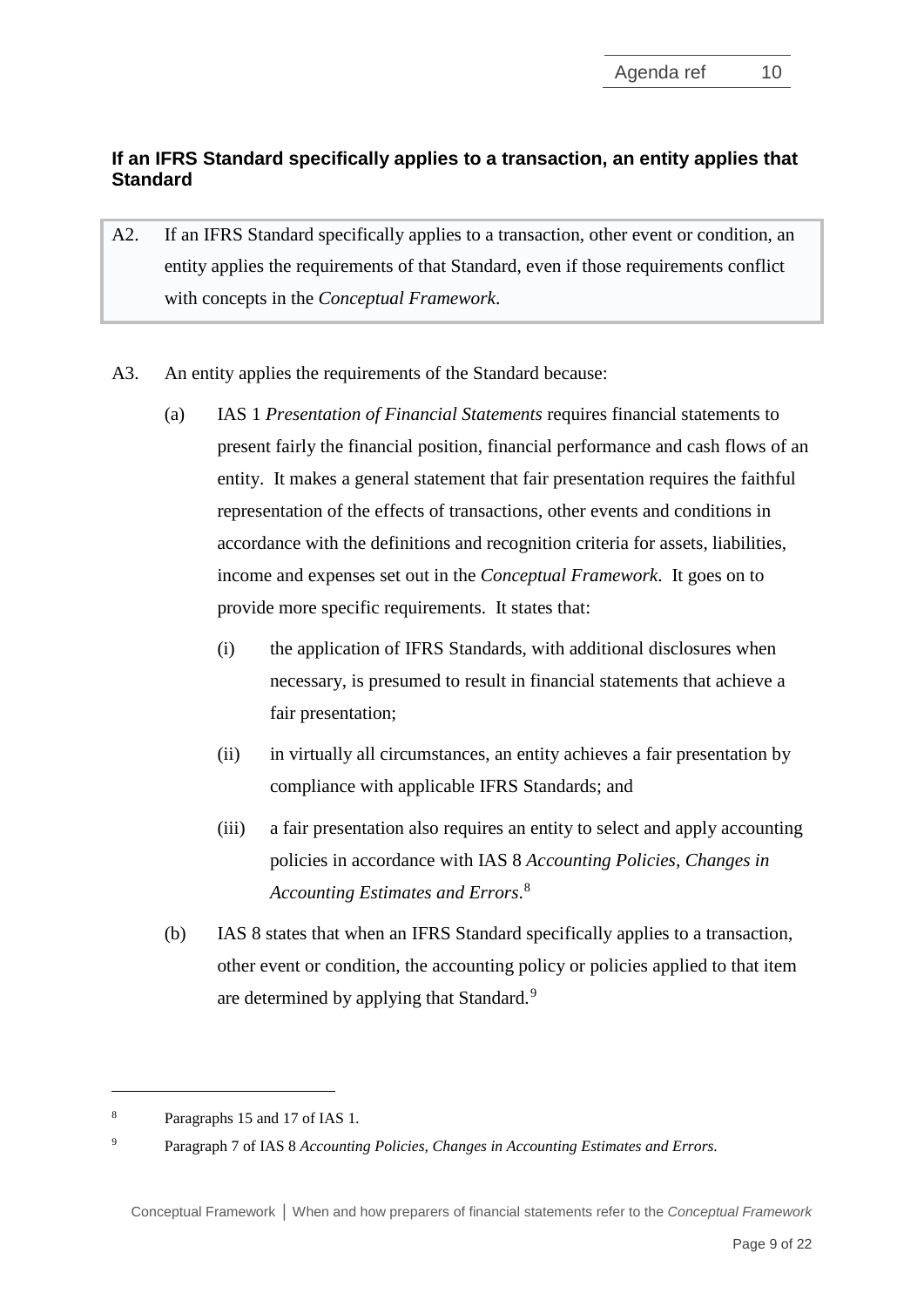### If an IFRS Standard specifically applies to a transaction, an entity applies that Standard

A2. If an IFRS Standard specifically applies to a transaction, other event or condition, an entity applies the requirements of that Standard, even if those requirements conflict with concepts in the *Conceptual Framework*.

A3. An entity applies the requirements of the Standard because:

(a) IAS 1 *Presentation of Financial Statements* requires financial statements to present fairly the financial position, financial performance and cash flows of an entity. It makes a general statement that fair presentation requires the faithful representation of the effects of transactions, other events and conditions in accordance with the definitions and recognition criteria for assets, liabilities, income and expenses set out in the *Conceptual Framework*. It goes on to provide more specific requirements. It states that:

(i) the application of IFRS Standards, with additional disclosures when necessary, is presumed to result in financial statements that achieve a fair presentation;

(ii) in virtually all circumstances, an entity achieves a fair presentation by compliance with applicable IFRS Standards; and

(iii) a fair presentation also requires an entity to select and apply accounting policies in accordance with IAS 8 *Accounting Policies, Changes in Accounting Estimates and Errors*.[8]

(b) IAS 8 states that when an IFRS Standard specifically applies to a transaction, other event or condition, the accounting policy or policies applied to that item are determined by applying that Standard.[9]

---

[8] Paragraphs 15 and 17 of IAS 1.

[9] Paragraph 7 of IAS 8 *Accounting Policies, Changes in Accounting Estimates and Errors*.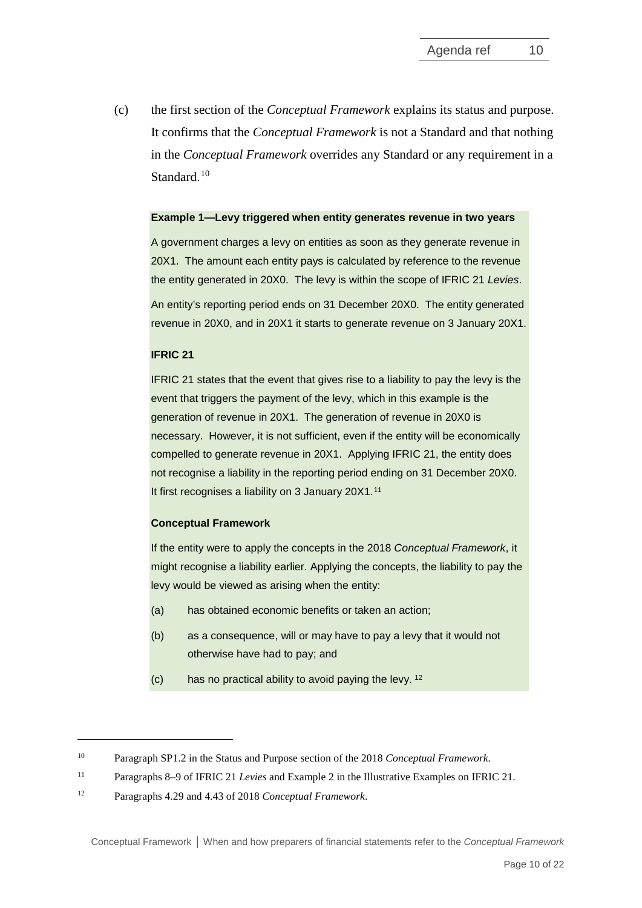(c) the first section of the *Conceptual Framework* explains its status and purpose. It confirms that the *Conceptual Framework* is not a Standard and that nothing in the *Conceptual Framework* overrides any Standard or any requirement in a Standard.[10]

**Example 1—Levy triggered when entity generates revenue in two years**

A government charges a levy on entities as soon as they generate revenue in 20X1. The amount each entity pays is calculated by reference to the revenue the entity generated in 20X0. The levy is within the scope of IFRIC 21 *Levies*.

An entity's reporting period ends on 31 December 20X0. The entity generated revenue in 20X0, and in 20X1 it starts to generate revenue on 3 January 20X1.

**IFRIC 21**

IFRIC 21 states that the event that gives rise to a liability to pay the levy is the event that triggers the payment of the levy, which in this example is the generation of revenue in 20X1. The generation of revenue in 20X0 is necessary. However, it is not sufficient, even if the entity will be economically compelled to generate revenue in 20X1. Applying IFRIC 21, the entity does not recognise a liability in the reporting period ending on 31 December 20X0. It first recognises a liability on 3 January 20X1.[11]

**Conceptual Framework**

If the entity were to apply the concepts in the 2018 *Conceptual Framework*, it might recognise a liability earlier. Applying the concepts, the liability to pay the levy would be viewed as arising when the entity:

(a) has obtained economic benefits or taken an action;

(b) as a consequence, will or may have to pay a levy that it would not otherwise have had to pay; and

(c) has no practical ability to avoid paying the levy.[12]

---

[10] Paragraph SP1.2 in the Status and Purpose section of the 2018 *Conceptual Framework.*

[11] Paragraphs 8–9 of IFRIC 21 *Levies* and Example 2 in the Illustrative Examples on IFRIC 21.

[12] Paragraphs 4.29 and 4.43 of 2018 *Conceptual Framework*.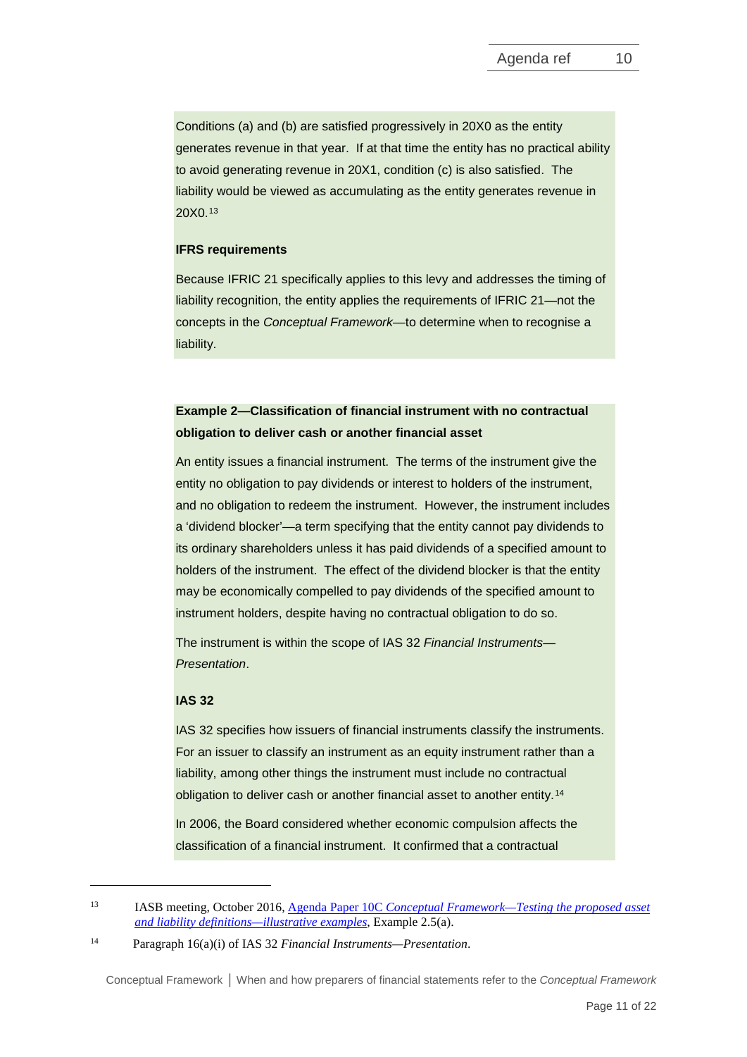Conditions (a) and (b) are satisfied progressively in 20X0 as the entity generates revenue in that year. If at that time the entity has no practical ability to avoid generating revenue in 20X1, condition (c) is also satisfied. The liability would be viewed as accumulating as the entity generates revenue in 20X0.[13]

**IFRS requirements**

Because IFRIC 21 specifically applies to this levy and addresses the timing of liability recognition, the entity applies the requirements of IFRIC 21—not the concepts in the *Conceptual Framework*—to determine when to recognise a liability.

**Example 2—Classification of financial instrument with no contractual obligation to deliver cash or another financial asset**

An entity issues a financial instrument. The terms of the instrument give the entity no obligation to pay dividends or interest to holders of the instrument, and no obligation to redeem the instrument. However, the instrument includes a 'dividend blocker'—a term specifying that the entity cannot pay dividends to its ordinary shareholders unless it has paid dividends of a specified amount to holders of the instrument. The effect of the dividend blocker is that the entity may be economically compelled to pay dividends of the specified amount to instrument holders, despite having no contractual obligation to do so.

The instrument is within the scope of IAS 32 *Financial Instruments—Presentation*.

**IAS 32**

IAS 32 specifies how issuers of financial instruments classify the instruments. For an issuer to classify an instrument as an equity instrument rather than a liability, among other things the instrument must include no contractual obligation to deliver cash or another financial asset to another entity.[14]

In 2006, the Board considered whether economic compulsion affects the classification of a financial instrument. It confirmed that a contractual

---

[13] IASB meeting, October 2016, [Agenda Paper 10C *Conceptual Framework—Testing the proposed asset and liability definitions—illustrative examples*](), Example 2.5(a).

[14] Paragraph 16(a)(i) of IAS 32 *Financial Instruments—Presentation*.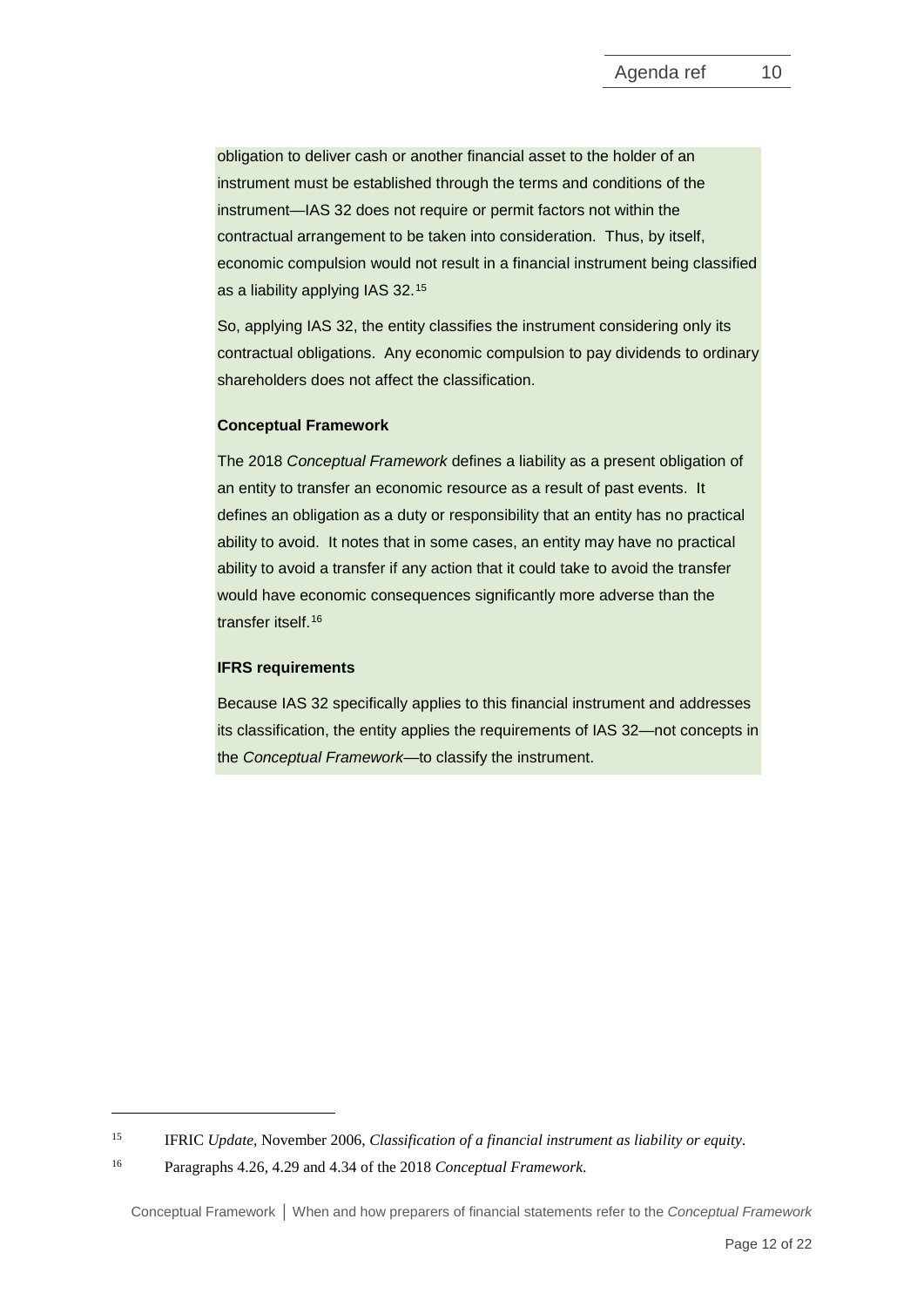obligation to deliver cash or another financial asset to the holder of an instrument must be established through the terms and conditions of the instrument—IAS 32 does not require or permit factors not within the contractual arrangement to be taken into consideration. Thus, by itself, economic compulsion would not result in a financial instrument being classified as a liability applying IAS 32.[15]

So, applying IAS 32, the entity classifies the instrument considering only its contractual obligations. Any economic compulsion to pay dividends to ordinary shareholders does not affect the classification.

**Conceptual Framework**

The 2018 *Conceptual Framework* defines a liability as a present obligation of an entity to transfer an economic resource as a result of past events. It defines an obligation as a duty or responsibility that an entity has no practical ability to avoid. It notes that in some cases, an entity may have no practical ability to avoid a transfer if any action that it could take to avoid the transfer would have economic consequences significantly more adverse than the transfer itself.[16]

**IFRS requirements**

Because IAS 32 specifically applies to this financial instrument and addresses its classification, the entity applies the requirements of IAS 32—not concepts in the *Conceptual Framework*—to classify the instrument.

---

[15] IFRIC *Update*, November 2006, *Classification of a financial instrument as liability or equity*.

[16] Paragraphs 4.26, 4.29 and 4.34 of the 2018 *Conceptual Framework*.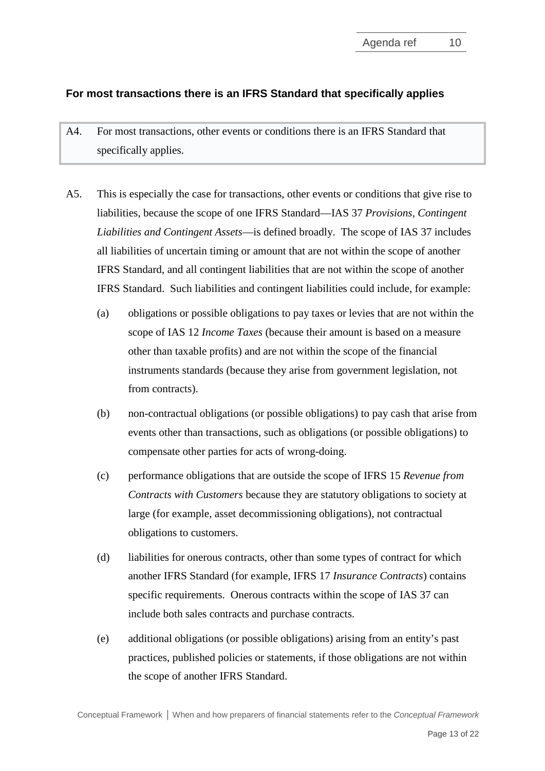### For most transactions there is an IFRS Standard that specifically applies

A4. For most transactions, other events or conditions there is an IFRS Standard that specifically applies.

A5. This is especially the case for transactions, other events or conditions that give rise to liabilities, because the scope of one IFRS Standard—IAS 37 *Provisions, Contingent Liabilities and Contingent Assets*—is defined broadly. The scope of IAS 37 includes all liabilities of uncertain timing or amount that are not within the scope of another IFRS Standard, and all contingent liabilities that are not within the scope of another IFRS Standard. Such liabilities and contingent liabilities could include, for example:

(a) obligations or possible obligations to pay taxes or levies that are not within the scope of IAS 12 *Income Taxes* (because their amount is based on a measure other than taxable profits) and are not within the scope of the financial instruments standards (because they arise from government legislation, not from contracts).

(b) non-contractual obligations (or possible obligations) to pay cash that arise from events other than transactions, such as obligations (or possible obligations) to compensate other parties for acts of wrong-doing.

(c) performance obligations that are outside the scope of IFRS 15 *Revenue from Contracts with Customers* because they are statutory obligations to society at large (for example, asset decommissioning obligations), not contractual obligations to customers.

(d) liabilities for onerous contracts, other than some types of contract for which another IFRS Standard (for example, IFRS 17 *Insurance Contracts*) contains specific requirements. Onerous contracts within the scope of IAS 37 can include both sales contracts and purchase contracts.

(e) additional obligations (or possible obligations) arising from an entity's past practices, published policies or statements, if those obligations are not within the scope of another IFRS Standard.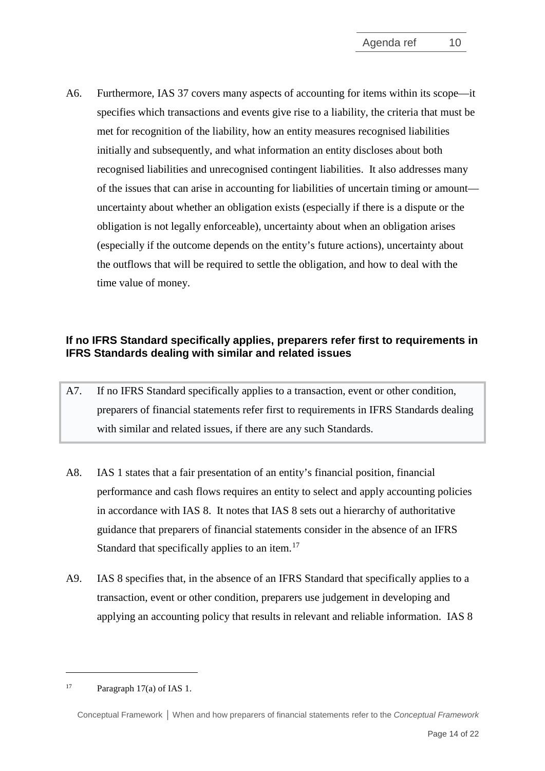A6. Furthermore, IAS 37 covers many aspects of accounting for items within its scope—it specifies which transactions and events give rise to a liability, the criteria that must be met for recognition of the liability, how an entity measures recognised liabilities initially and subsequently, and what information an entity discloses about both recognised liabilities and unrecognised contingent liabilities. It also addresses many of the issues that can arise in accounting for liabilities of uncertain timing or amount—uncertainty about whether an obligation exists (especially if there is a dispute or the obligation is not legally enforceable), uncertainty about when an obligation arises (especially if the outcome depends on the entity's future actions), uncertainty about the outflows that will be required to settle the obligation, and how to deal with the time value of money.

### If no IFRS Standard specifically applies, preparers refer first to requirements in IFRS Standards dealing with similar and related issues

A7. If no IFRS Standard specifically applies to a transaction, event or other condition, preparers of financial statements refer first to requirements in IFRS Standards dealing with similar and related issues, if there are any such Standards.

A8. IAS 1 states that a fair presentation of an entity's financial position, financial performance and cash flows requires an entity to select and apply accounting policies in accordance with IAS 8. It notes that IAS 8 sets out a hierarchy of authoritative guidance that preparers of financial statements consider in the absence of an IFRS Standard that specifically applies to an item.[17]

A9. IAS 8 specifies that, in the absence of an IFRS Standard that specifically applies to a transaction, event or other condition, preparers use judgement in developing and applying an accounting policy that results in relevant and reliable information. IAS 8

[17] Paragraph 17(a) of IAS 1.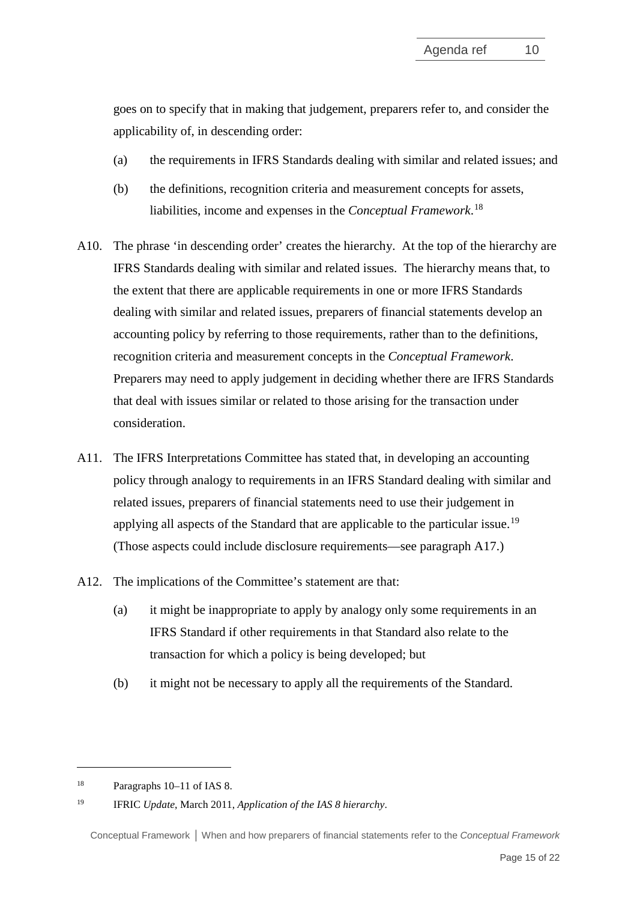goes on to specify that in making that judgement, preparers refer to, and consider the applicability of, in descending order:

(a) the requirements in IFRS Standards dealing with similar and related issues; and

(b) the definitions, recognition criteria and measurement concepts for assets, liabilities, income and expenses in the *Conceptual Framework*.[18]

A10. The phrase 'in descending order' creates the hierarchy. At the top of the hierarchy are IFRS Standards dealing with similar and related issues. The hierarchy means that, to the extent that there are applicable requirements in one or more IFRS Standards dealing with similar and related issues, preparers of financial statements develop an accounting policy by referring to those requirements, rather than to the definitions, recognition criteria and measurement concepts in the *Conceptual Framework*. Preparers may need to apply judgement in deciding whether there are IFRS Standards that deal with issues similar or related to those arising for the transaction under consideration.

A11. The IFRS Interpretations Committee has stated that, in developing an accounting policy through analogy to requirements in an IFRS Standard dealing with similar and related issues, preparers of financial statements need to use their judgement in applying all aspects of the Standard that are applicable to the particular issue.[19] (Those aspects could include disclosure requirements—see paragraph A17.)

A12. The implications of the Committee's statement are that:

(a) it might be inappropriate to apply by analogy only some requirements in an IFRS Standard if other requirements in that Standard also relate to the transaction for which a policy is being developed; but

(b) it might not be necessary to apply all the requirements of the Standard.

---

[18] Paragraphs 10–11 of IAS 8.

[19] IFRIC *Update*, March 2011, *Application of the IAS 8 hierarchy*.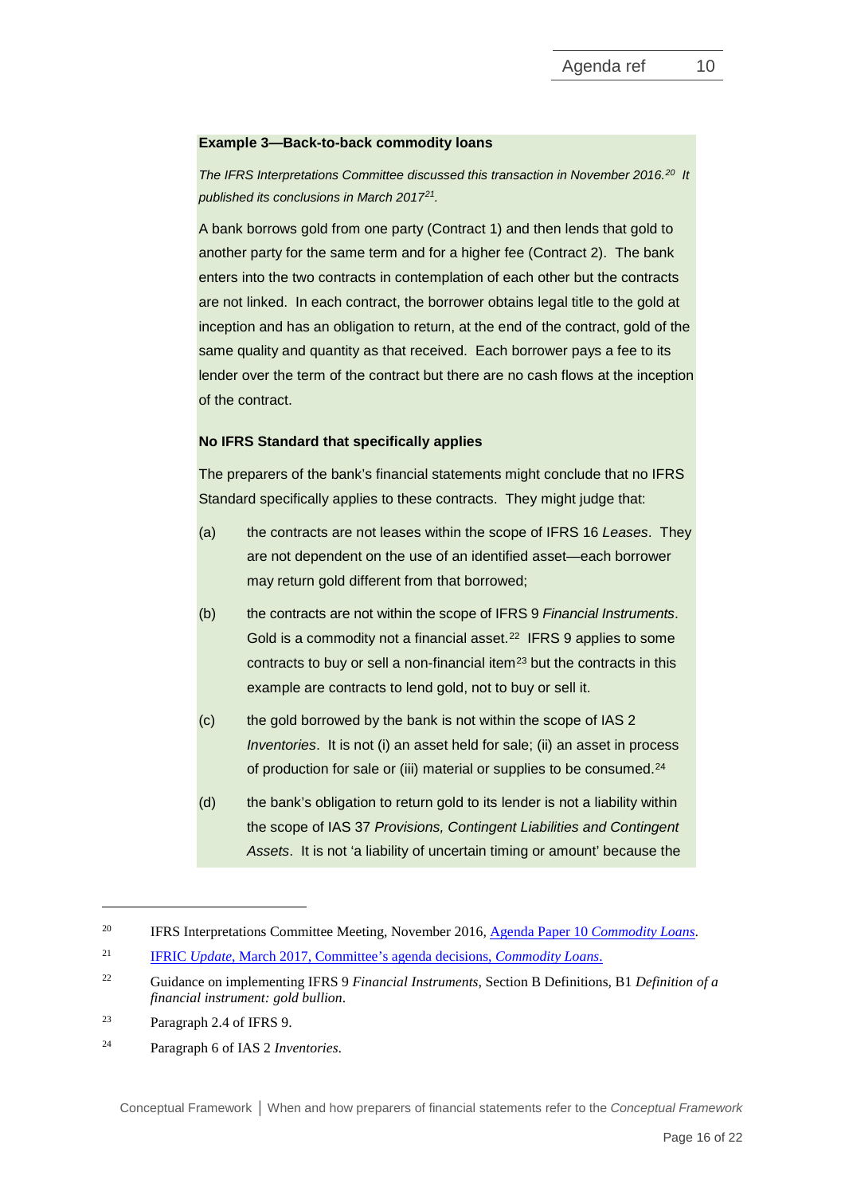**Example 3—Back-to-back commodity loans**

*The IFRS Interpretations Committee discussed this transaction in November 2016.*[20] *It published its conclusions in March 2017*[21]*.*

A bank borrows gold from one party (Contract 1) and then lends that gold to another party for the same term and for a higher fee (Contract 2). The bank enters into the two contracts in contemplation of each other but the contracts are not linked. In each contract, the borrower obtains legal title to the gold at inception and has an obligation to return, at the end of the contract, gold of the same quality and quantity as that received. Each borrower pays a fee to its lender over the term of the contract but there are no cash flows at the inception of the contract.

**No IFRS Standard that specifically applies**

The preparers of the bank's financial statements might conclude that no IFRS Standard specifically applies to these contracts. They might judge that:

(a) the contracts are not leases within the scope of IFRS 16 *Leases*. They are not dependent on the use of an identified asset—each borrower may return gold different from that borrowed;

(b) the contracts are not within the scope of IFRS 9 *Financial Instruments*. Gold is a commodity not a financial asset.[22] IFRS 9 applies to some contracts to buy or sell a non-financial item[23] but the contracts in this example are contracts to lend gold, not to buy or sell it.

(c) the gold borrowed by the bank is not within the scope of IAS 2 *Inventories*. It is not (i) an asset held for sale; (ii) an asset in process of production for sale or (iii) material or supplies to be consumed.[24]

(d) the bank's obligation to return gold to its lender is not a liability within the scope of IAS 37 *Provisions, Contingent Liabilities and Contingent Assets*. It is not 'a liability of uncertain timing or amount' because the

---

[20] IFRS Interpretations Committee Meeting, November 2016, Agenda Paper 10 *Commodity Loans*.

[21] IFRIC *Update*, March 2017, Committee's agenda decisions, *Commodity Loans*.

[22] Guidance on implementing IFRS 9 *Financial Instruments*, Section B Definitions, B1 *Definition of a financial instrument: gold bullion*.

[23] Paragraph 2.4 of IFRS 9.

[24] Paragraph 6 of IAS 2 *Inventories*.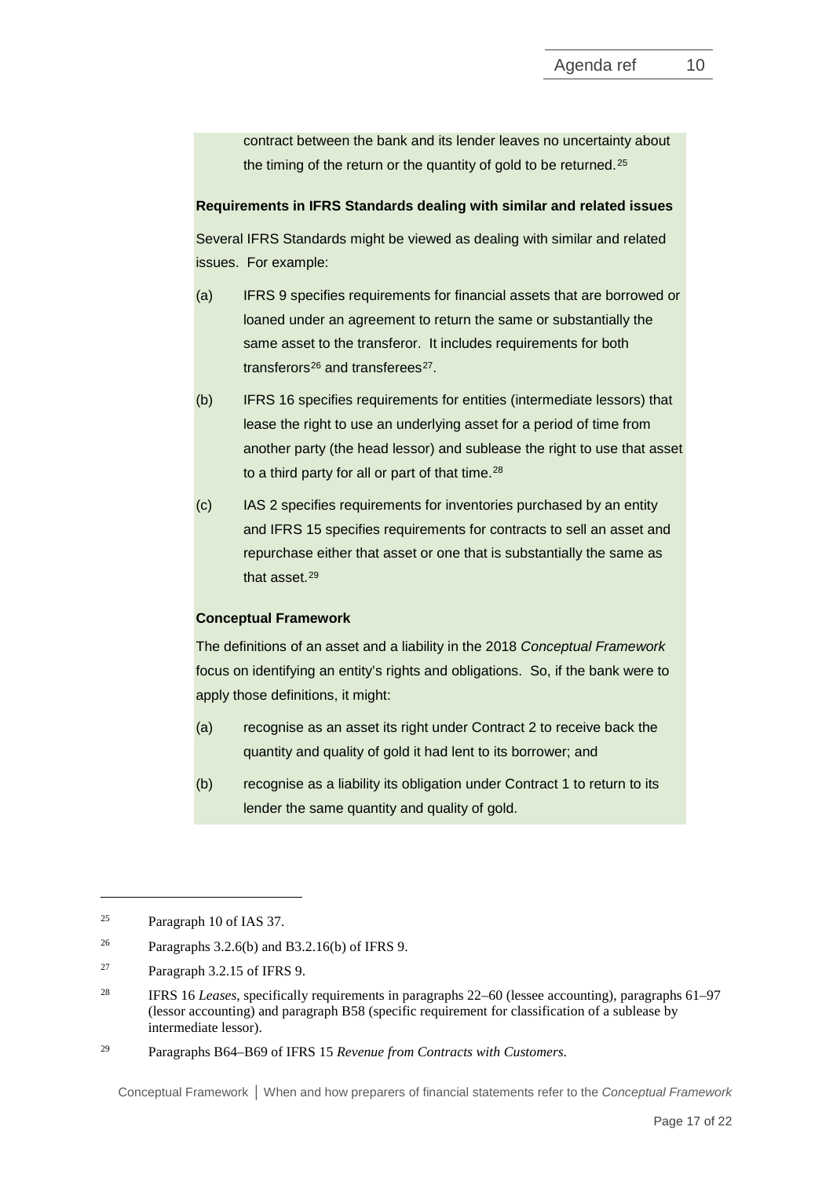contract between the bank and its lender leaves no uncertainty about the timing of the return or the quantity of gold to be returned.[25]

**Requirements in IFRS Standards dealing with similar and related issues**

Several IFRS Standards might be viewed as dealing with similar and related issues. For example:

(a) IFRS 9 specifies requirements for financial assets that are borrowed or loaned under an agreement to return the same or substantially the same asset to the transferor. It includes requirements for both transferors[26] and transferees[27].

(b) IFRS 16 specifies requirements for entities (intermediate lessors) that lease the right to use an underlying asset for a period of time from another party (the head lessor) and sublease the right to use that asset to a third party for all or part of that time.[28]

(c) IAS 2 specifies requirements for inventories purchased by an entity and IFRS 15 specifies requirements for contracts to sell an asset and repurchase either that asset or one that is substantially the same as that asset.[29]

**Conceptual Framework**

The definitions of an asset and a liability in the 2018 *Conceptual Framework* focus on identifying an entity's rights and obligations. So, if the bank were to apply those definitions, it might:

(a) recognise as an asset its right under Contract 2 to receive back the quantity and quality of gold it had lent to its borrower; and

(b) recognise as a liability its obligation under Contract 1 to return to its lender the same quantity and quality of gold.

---

[25] Paragraph 10 of IAS 37.

[26] Paragraphs 3.2.6(b) and B3.2.16(b) of IFRS 9.

[27] Paragraph 3.2.15 of IFRS 9.

[28] IFRS 16 *Leases*, specifically requirements in paragraphs 22–60 (lessee accounting), paragraphs 61–97 (lessor accounting) and paragraph B58 (specific requirement for classification of a sublease by intermediate lessor).

[29] Paragraphs B64–B69 of IFRS 15 *Revenue from Contracts with Customers*.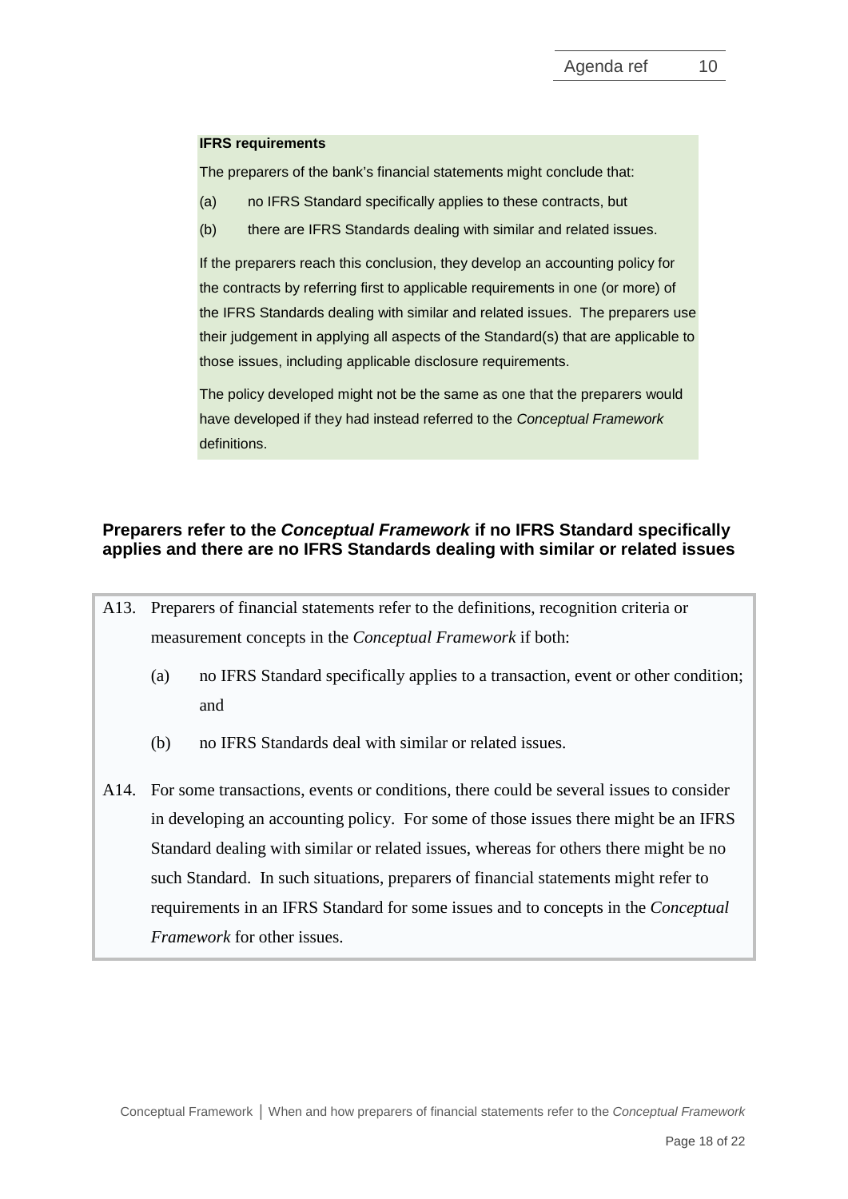**IFRS requirements**

The preparers of the bank's financial statements might conclude that:

(a) no IFRS Standard specifically applies to these contracts, but

(b) there are IFRS Standards dealing with similar and related issues.

If the preparers reach this conclusion, they develop an accounting policy for the contracts by referring first to applicable requirements in one (or more) of the IFRS Standards dealing with similar and related issues. The preparers use their judgement in applying all aspects of the Standard(s) that are applicable to those issues, including applicable disclosure requirements.

The policy developed might not be the same as one that the preparers would have developed if they had instead referred to the *Conceptual Framework* definitions.

## Preparers refer to the *Conceptual Framework* if no IFRS Standard specifically applies and there are no IFRS Standards dealing with similar or related issues

A13. Preparers of financial statements refer to the definitions, recognition criteria or measurement concepts in the *Conceptual Framework* if both:

(a) no IFRS Standard specifically applies to a transaction, event or other condition; and

(b) no IFRS Standards deal with similar or related issues.

A14. For some transactions, events or conditions, there could be several issues to consider in developing an accounting policy. For some of those issues there might be an IFRS Standard dealing with similar or related issues, whereas for others there might be no such Standard. In such situations, preparers of financial statements might refer to requirements in an IFRS Standard for some issues and to concepts in the *Conceptual Framework* for other issues.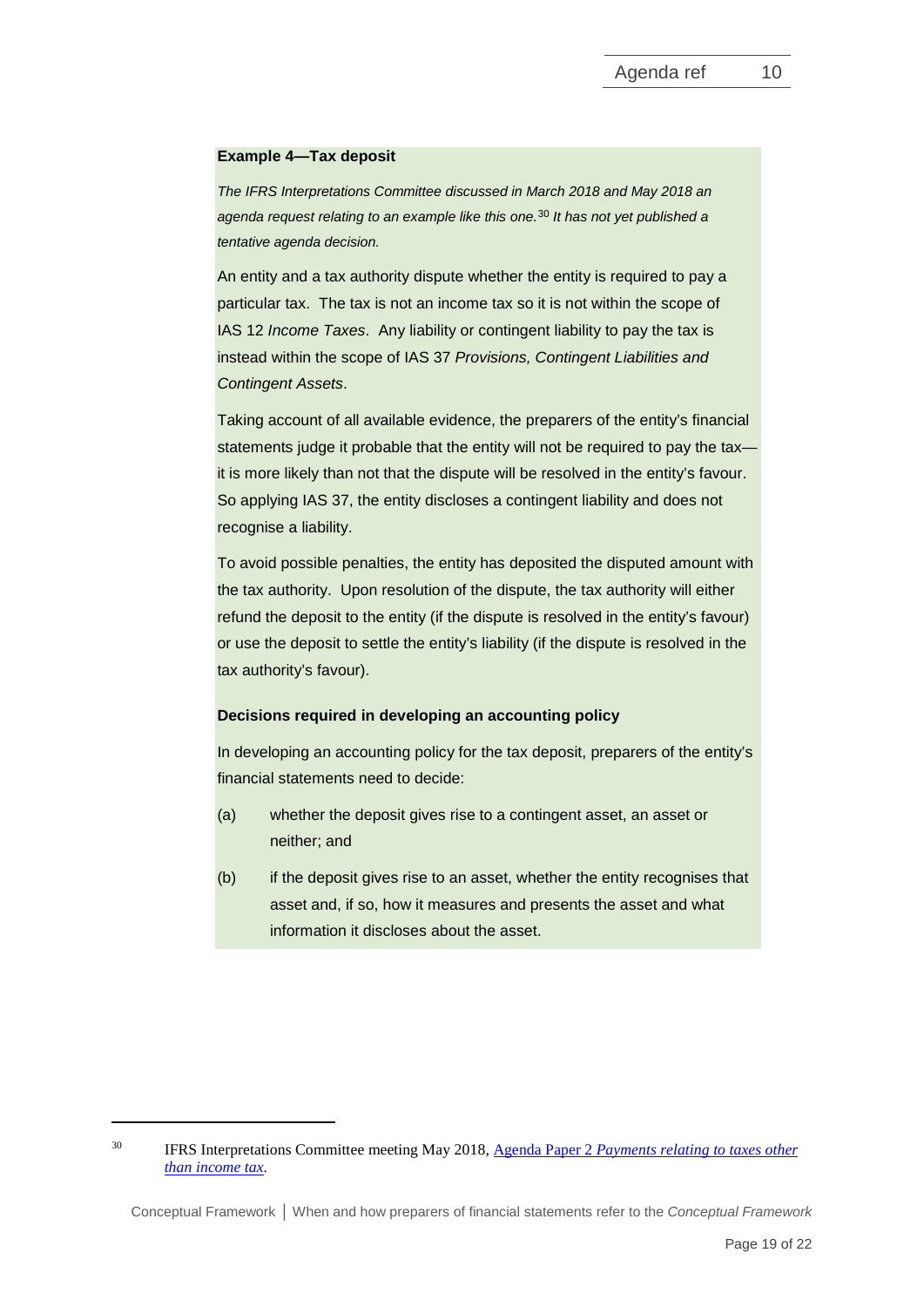**Example 4—Tax deposit**

*The IFRS Interpretations Committee discussed in March 2018 and May 2018 an agenda request relating to an example like this one.*[30] *It has not yet published a tentative agenda decision.*

An entity and a tax authority dispute whether the entity is required to pay a particular tax. The tax is not an income tax so it is not within the scope of IAS 12 *Income Taxes*. Any liability or contingent liability to pay the tax is instead within the scope of IAS 37 *Provisions, Contingent Liabilities and Contingent Assets*.

Taking account of all available evidence, the preparers of the entity's financial statements judge it probable that the entity will not be required to pay the tax—it is more likely than not that the dispute will be resolved in the entity's favour. So applying IAS 37, the entity discloses a contingent liability and does not recognise a liability.

To avoid possible penalties, the entity has deposited the disputed amount with the tax authority. Upon resolution of the dispute, the tax authority will either refund the deposit to the entity (if the dispute is resolved in the entity's favour) or use the deposit to settle the entity's liability (if the dispute is resolved in the tax authority's favour).

**Decisions required in developing an accounting policy**

In developing an accounting policy for the tax deposit, preparers of the entity's financial statements need to decide:

(a) whether the deposit gives rise to a contingent asset, an asset or neither; and

(b) if the deposit gives rise to an asset, whether the entity recognises that asset and, if so, how it measures and presents the asset and what information it discloses about the asset.

---

[30] IFRS Interpretations Committee meeting May 2018, Agenda Paper 2 *Payments relating to taxes other than income tax*.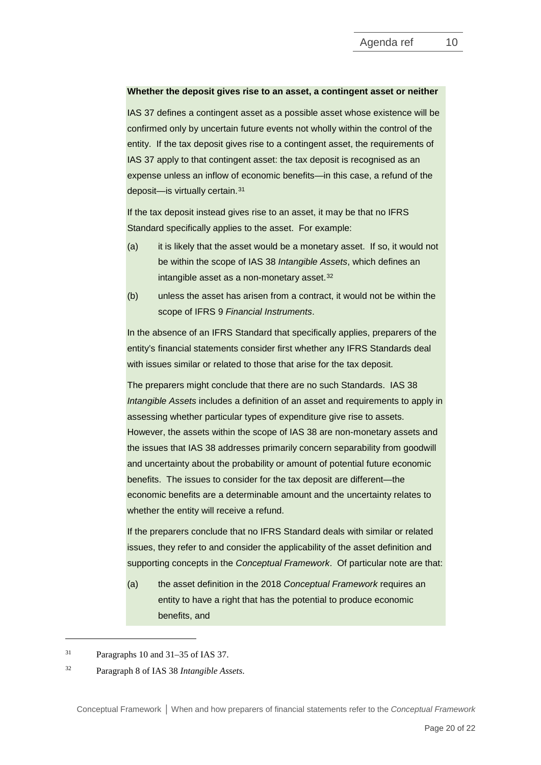**Whether the deposit gives rise to an asset, a contingent asset or neither**

IAS 37 defines a contingent asset as a possible asset whose existence will be confirmed only by uncertain future events not wholly within the control of the entity. If the tax deposit gives rise to a contingent asset, the requirements of IAS 37 apply to that contingent asset: the tax deposit is recognised as an expense unless an inflow of economic benefits—in this case, a refund of the deposit—is virtually certain.[31]

If the tax deposit instead gives rise to an asset, it may be that no IFRS Standard specifically applies to the asset. For example:

(a) it is likely that the asset would be a monetary asset. If so, it would not be within the scope of IAS 38 *Intangible Assets*, which defines an intangible asset as a non-monetary asset.[32]

(b) unless the asset has arisen from a contract, it would not be within the scope of IFRS 9 *Financial Instruments*.

In the absence of an IFRS Standard that specifically applies, preparers of the entity's financial statements consider first whether any IFRS Standards deal with issues similar or related to those that arise for the tax deposit.

The preparers might conclude that there are no such Standards. IAS 38 *Intangible Assets* includes a definition of an asset and requirements to apply in assessing whether particular types of expenditure give rise to assets. However, the assets within the scope of IAS 38 are non-monetary assets and the issues that IAS 38 addresses primarily concern separability from goodwill and uncertainty about the probability or amount of potential future economic benefits. The issues to consider for the tax deposit are different—the economic benefits are a determinable amount and the uncertainty relates to whether the entity will receive a refund.

If the preparers conclude that no IFRS Standard deals with similar or related issues, they refer to and consider the applicability of the asset definition and supporting concepts in the *Conceptual Framework*. Of particular note are that:

(a) the asset definition in the 2018 *Conceptual Framework* requires an entity to have a right that has the potential to produce economic benefits, and

---

[31] Paragraphs 10 and 31–35 of IAS 37.

[32] Paragraph 8 of IAS 38 *Intangible Assets*.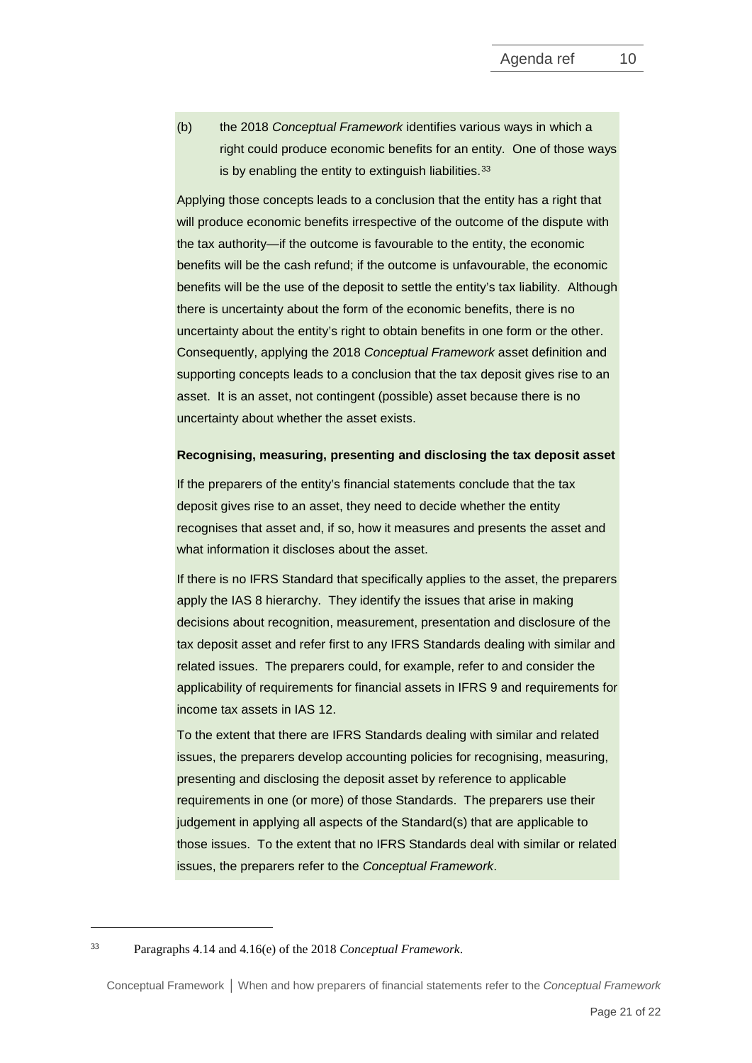(b) the 2018 *Conceptual Framework* identifies various ways in which a right could produce economic benefits for an entity. One of those ways is by enabling the entity to extinguish liabilities.[33]

Applying those concepts leads to a conclusion that the entity has a right that will produce economic benefits irrespective of the outcome of the dispute with the tax authority—if the outcome is favourable to the entity, the economic benefits will be the cash refund; if the outcome is unfavourable, the economic benefits will be the use of the deposit to settle the entity's tax liability. Although there is uncertainty about the form of the economic benefits, there is no uncertainty about the entity's right to obtain benefits in one form or the other. Consequently, applying the 2018 *Conceptual Framework* asset definition and supporting concepts leads to a conclusion that the tax deposit gives rise to an asset. It is an asset, not contingent (possible) asset because there is no uncertainty about whether the asset exists.

**Recognising, measuring, presenting and disclosing the tax deposit asset**

If the preparers of the entity's financial statements conclude that the tax deposit gives rise to an asset, they need to decide whether the entity recognises that asset and, if so, how it measures and presents the asset and what information it discloses about the asset.

If there is no IFRS Standard that specifically applies to the asset, the preparers apply the IAS 8 hierarchy. They identify the issues that arise in making decisions about recognition, measurement, presentation and disclosure of the tax deposit asset and refer first to any IFRS Standards dealing with similar and related issues. The preparers could, for example, refer to and consider the applicability of requirements for financial assets in IFRS 9 and requirements for income tax assets in IAS 12.

To the extent that there are IFRS Standards dealing with similar and related issues, the preparers develop accounting policies for recognising, measuring, presenting and disclosing the deposit asset by reference to applicable requirements in one (or more) of those Standards. The preparers use their judgement in applying all aspects of the Standard(s) that are applicable to those issues. To the extent that no IFRS Standards deal with similar or related issues, the preparers refer to the *Conceptual Framework*.

---

[33] Paragraphs 4.14 and 4.16(e) of the 2018 *Conceptual Framework*.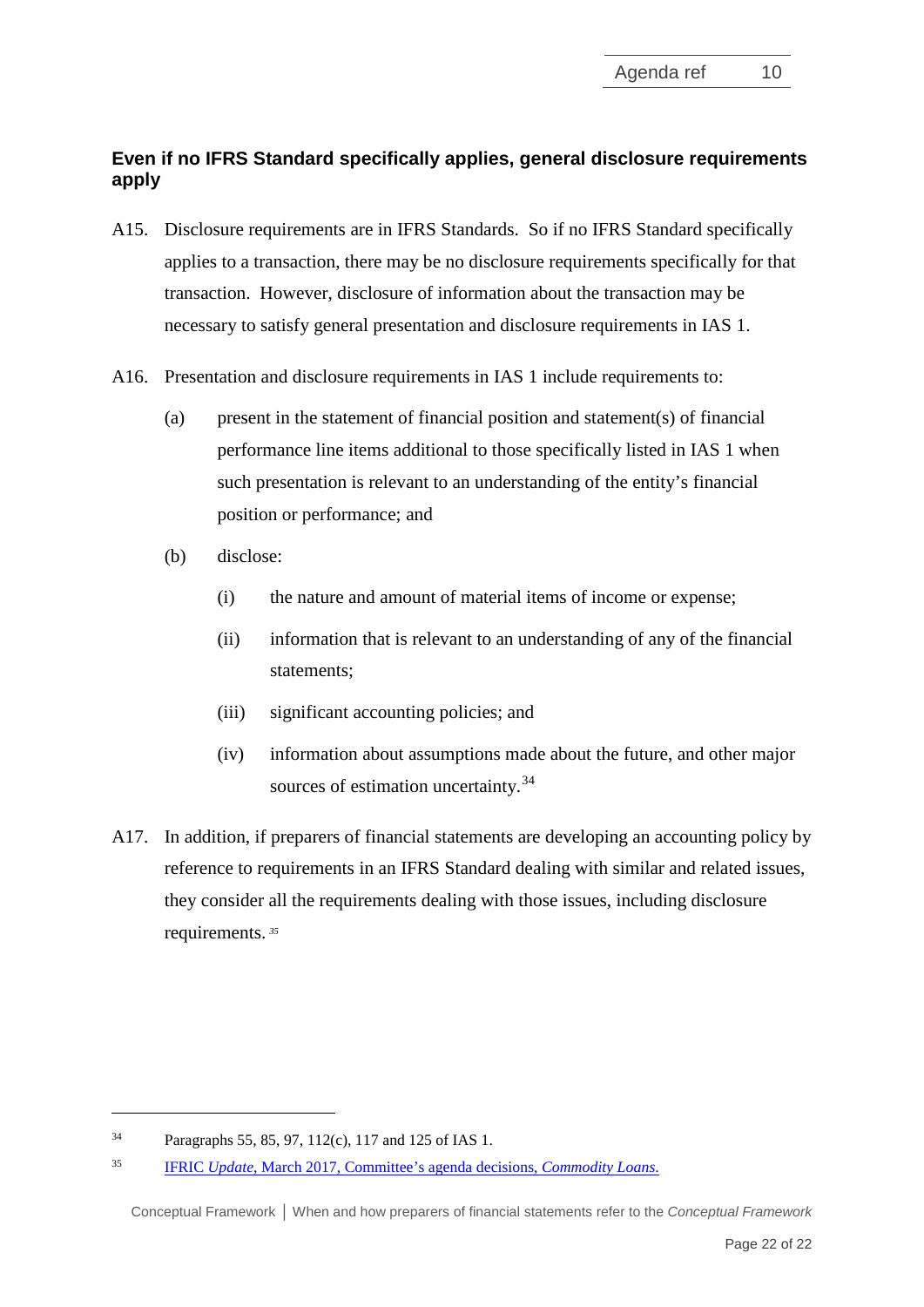### Even if no IFRS Standard specifically applies, general disclosure requirements apply

A15. Disclosure requirements are in IFRS Standards. So if no IFRS Standard specifically applies to a transaction, there may be no disclosure requirements specifically for that transaction. However, disclosure of information about the transaction may be necessary to satisfy general presentation and disclosure requirements in IAS 1.

A16. Presentation and disclosure requirements in IAS 1 include requirements to:

(a) present in the statement of financial position and statement(s) of financial performance line items additional to those specifically listed in IAS 1 when such presentation is relevant to an understanding of the entity's financial position or performance; and

(b) disclose:

(i) the nature and amount of material items of income or expense;

(ii) information that is relevant to an understanding of any of the financial statements;

(iii) significant accounting policies; and

(iv) information about assumptions made about the future, and other major sources of estimation uncertainty.[34]

A17. In addition, if preparers of financial statements are developing an accounting policy by reference to requirements in an IFRS Standard dealing with similar and related issues, they consider all the requirements dealing with those issues, including disclosure requirements.[35]

---

[34] Paragraphs 55, 85, 97, 112(c), 117 and 125 of IAS 1.

[35] IFRIC *Update*, March 2017, Committee's agenda decisions, *Commodity Loans*.